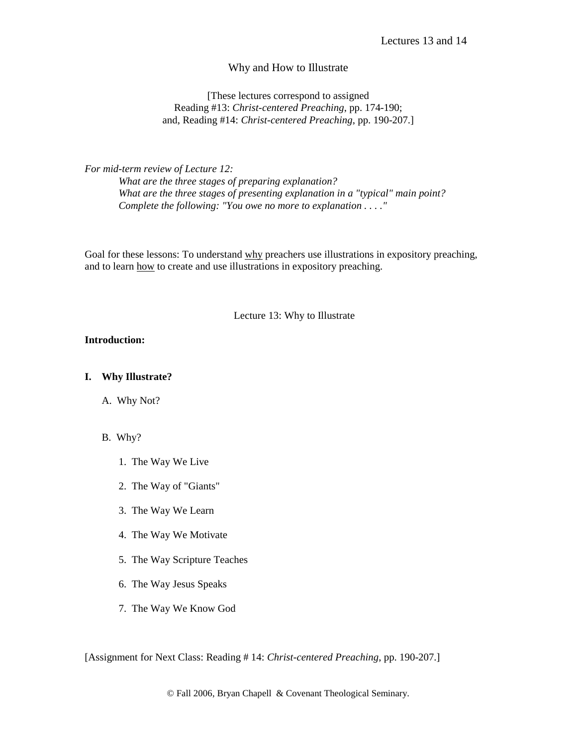Lectures 13 and 14

# Why and How to Illustrate

[These lectures correspond to assigned
Reading #13: *Christ-centered Preaching*, pp. 174-190;
and, Reading #14: *Christ-centered Preaching*, pp. 190-207.]

*For mid-term review of Lecture 12:*

> *What are the three stages of preparing explanation?*
> *What are the three stages of presenting explanation in a "typical" main point?*
> *Complete the following: "You owe no more to explanation . . . ."*

Goal for these lessons: To understand <u>why</u> preachers use illustrations in expository preaching, and to learn <u>how</u> to create and use illustrations in expository preaching.

## Lecture 13: Why to Illustrate

**Introduction:**

### I. Why Illustrate?

A. Why Not?

B. Why?

1. The Way We Live
2. The Way of "Giants"
3. The Way We Learn
4. The Way We Motivate
5. The Way Scripture Teaches
6. The Way Jesus Speaks
7. The Way We Know God

[Assignment for Next Class: Reading # 14: *Christ-centered Preaching*, pp. 190-207.]

© Fall 2006, Bryan Chapell & Covenant Theological Seminary.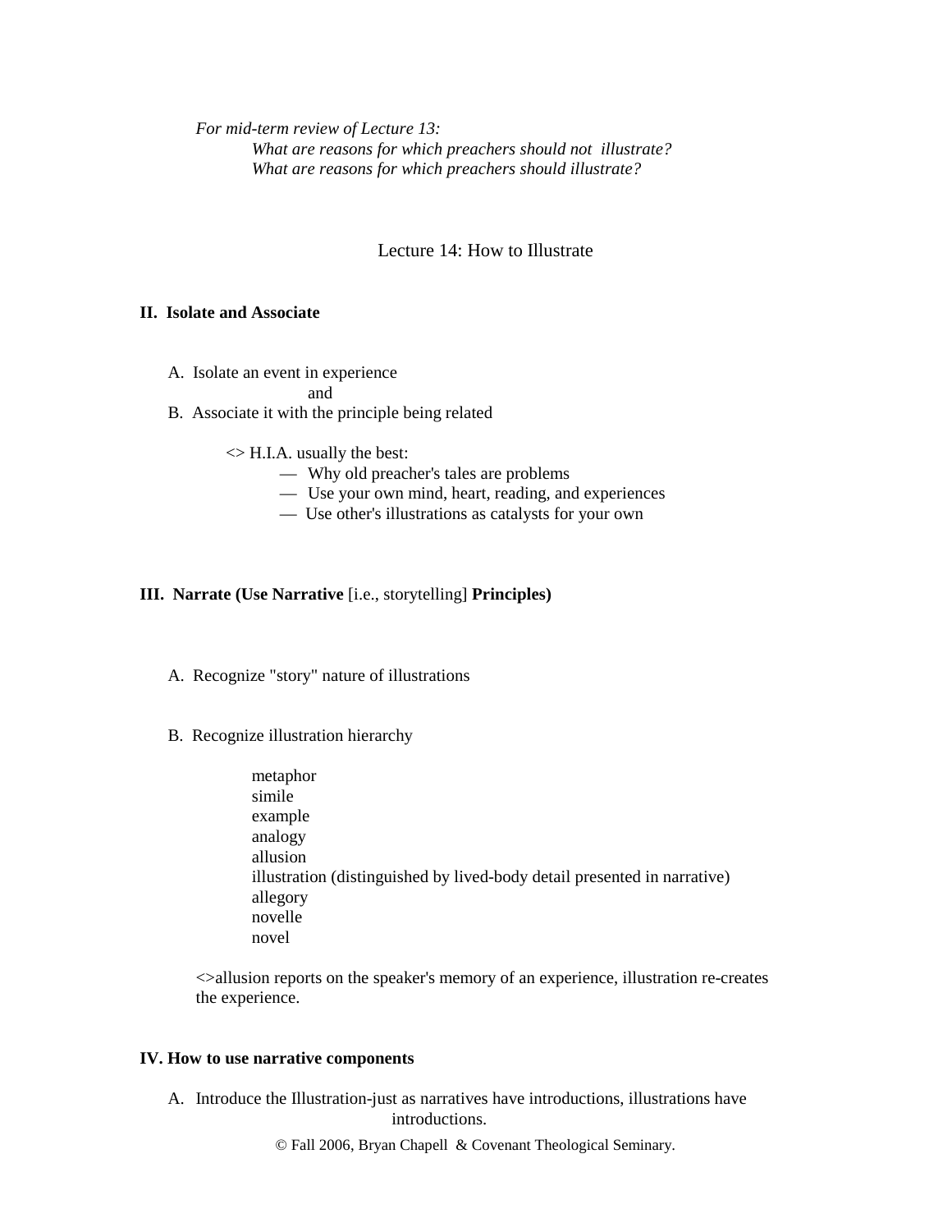*For mid-term review of Lecture 13:*

*What are reasons for which preachers should not illustrate?*

*What are reasons for which preachers should illustrate?*

# Lecture 14: How to Illustrate

## II. Isolate and Associate

A. Isolate an event in experience

and

B. Associate it with the principle being related

<> H.I.A. usually the best:

— Why old preacher's tales are problems

— Use your own mind, heart, reading, and experiences

— Use other's illustrations as catalysts for your own

## III. Narrate (Use Narrative [i.e., storytelling] Principles)

A. Recognize "story" nature of illustrations

B. Recognize illustration hierarchy

metaphor
simile
example
analogy
allusion
illustration (distinguished by lived-body detail presented in narrative)
allegory
novelle
novel

<>allusion reports on the speaker's memory of an experience, illustration re-creates the experience.

## IV. How to use narrative components

A. Introduce the Illustration-just as narratives have introductions, illustrations have introductions.

© Fall 2006, Bryan Chapell & Covenant Theological Seminary.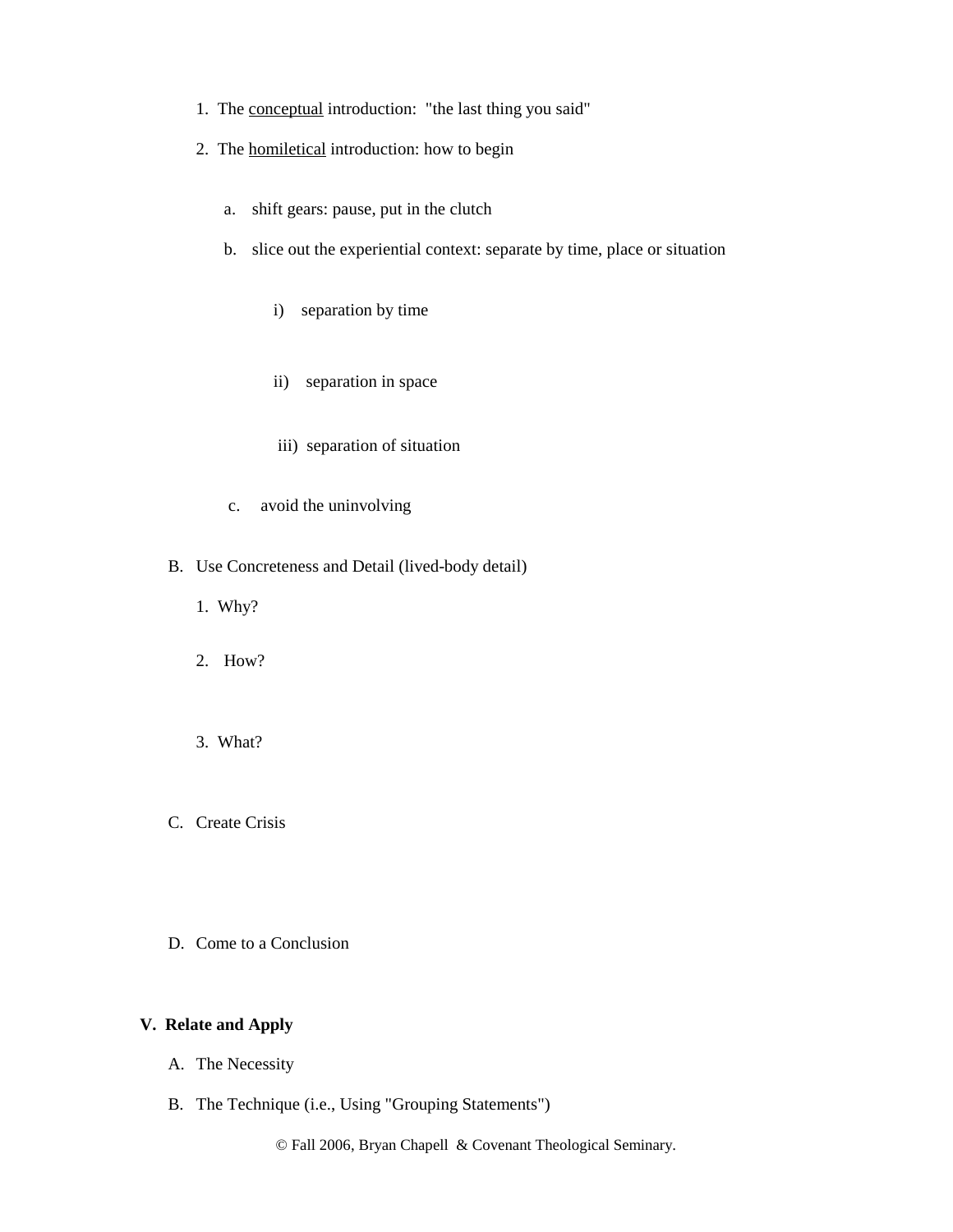1. The <u>conceptual</u> introduction: "the last thing you said"
2. The <u>homiletical</u> introduction: how to begin
    a. shift gears: pause, put in the clutch
    b. slice out the experiential context: separate by time, place or situation
        i) separation by time
        ii) separation in space
        iii) separation of situation
    c. avoid the uninvolving

B. Use Concreteness and Detail (lived-body detail)
1. Why?
2. How?
3. What?

C. Create Crisis

D. Come to a Conclusion

## V. Relate and Apply

A. The Necessity

B. The Technique (i.e., Using "Grouping Statements")

© Fall 2006, Bryan Chapell & Covenant Theological Seminary.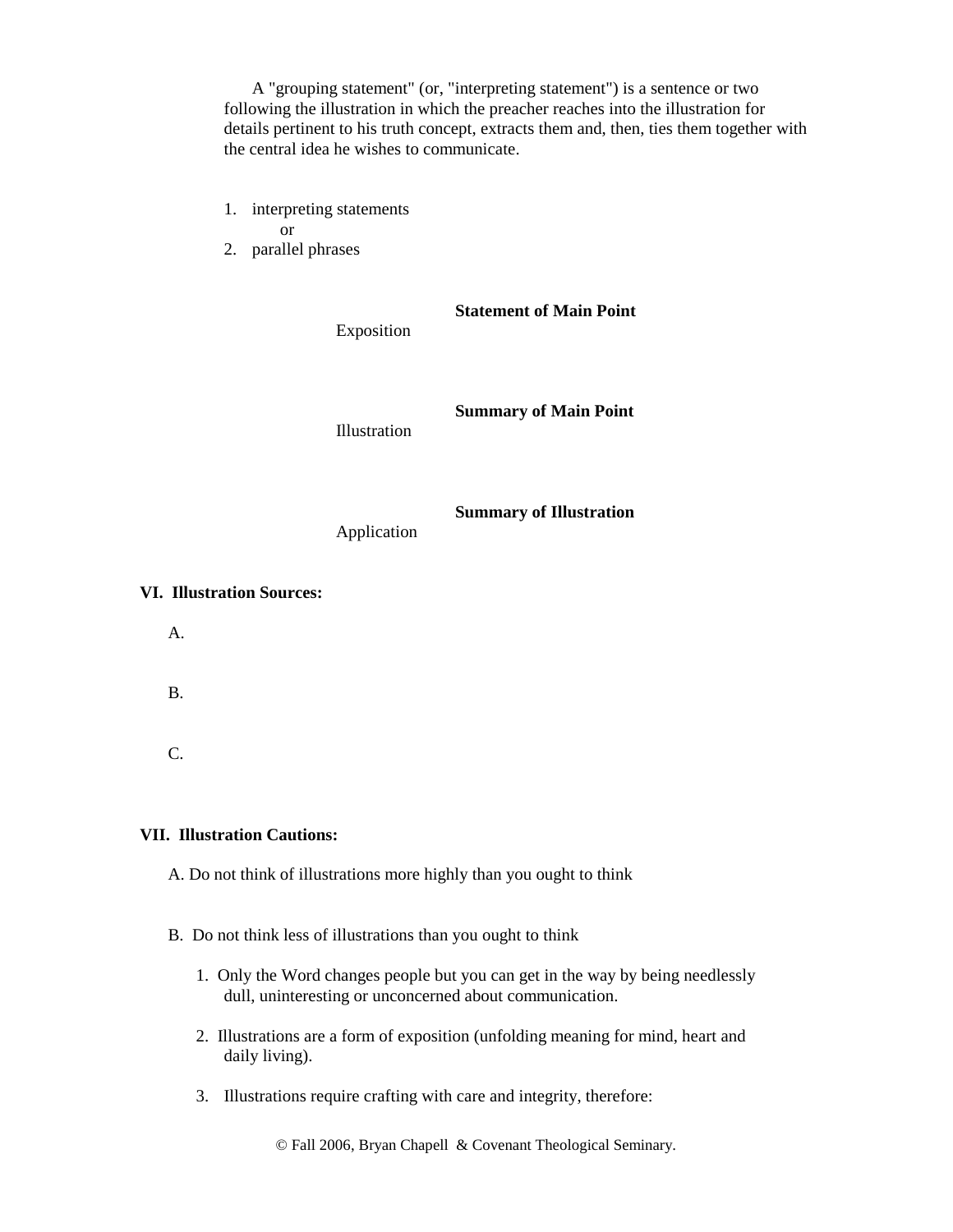A "grouping statement" (or, "interpreting statement") is a sentence or two following the illustration in which the preacher reaches into the illustration for details pertinent to his truth concept, extracts them and, then, ties them together with the central idea he wishes to communicate.

1. interpreting statements

   or

2. parallel phrases

**Statement of Main Point**

Exposition

**Summary of Main Point**

Illustration

**Summary of Illustration**

Application

**VI. Illustration Sources:**

A.

B.

C.

**VII. Illustration Cautions:**

A. Do not think of illustrations more highly than you ought to think

B. Do not think less of illustrations than you ought to think

1. Only the Word changes people but you can get in the way by being needlessly dull, uninteresting or unconcerned about communication.

2. Illustrations are a form of exposition (unfolding meaning for mind, heart and daily living).

3. Illustrations require crafting with care and integrity, therefore:

© Fall 2006, Bryan Chapell & Covenant Theological Seminary.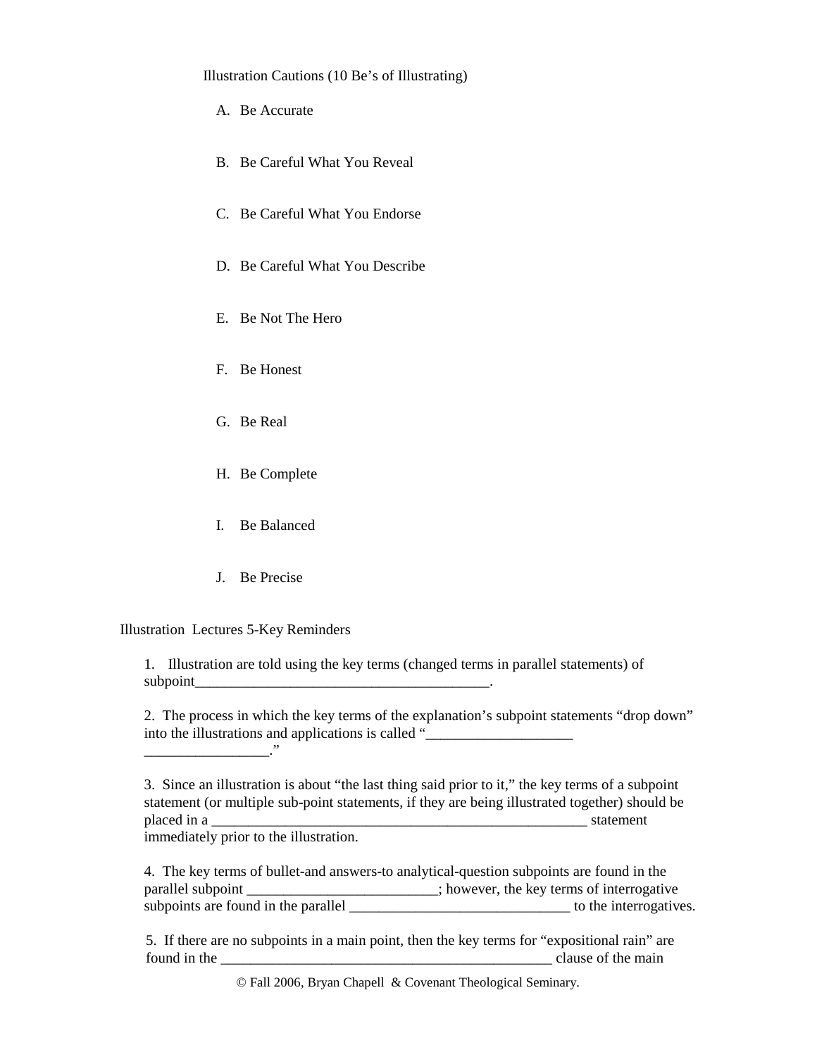Illustration Cautions (10 Be's of Illustrating)

A. Be Accurate

B. Be Careful What You Reveal

C. Be Careful What You Endorse

D. Be Careful What You Describe

E. Be Not The Hero

F. Be Honest

G. Be Real

H. Be Complete

I. Be Balanced

J. Be Precise

Illustration Lectures 5-Key Reminders

1. Illustration are told using the key terms (changed terms in parallel statements) of subpoint________________________________________.

2. The process in which the key terms of the explanation's subpoint statements "drop down" into the illustrations and applications is called "____________________ _________________."

3. Since an illustration is about "the last thing said prior to it," the key terms of a subpoint statement (or multiple sub-point statements, if they are being illustrated together) should be placed in a _____________________________________________________ statement immediately prior to the illustration.

4. The key terms of bullet-and answers-to analytical-question subpoints are found in the parallel subpoint _________________________; however, the key terms of interrogative subpoints are found in the parallel ______________________________ to the interrogatives.

5. If there are no subpoints in a main point, then the key terms for "expositional rain" are found in the ______________________________________________ clause of the main

© Fall 2006, Bryan Chapell & Covenant Theological Seminary.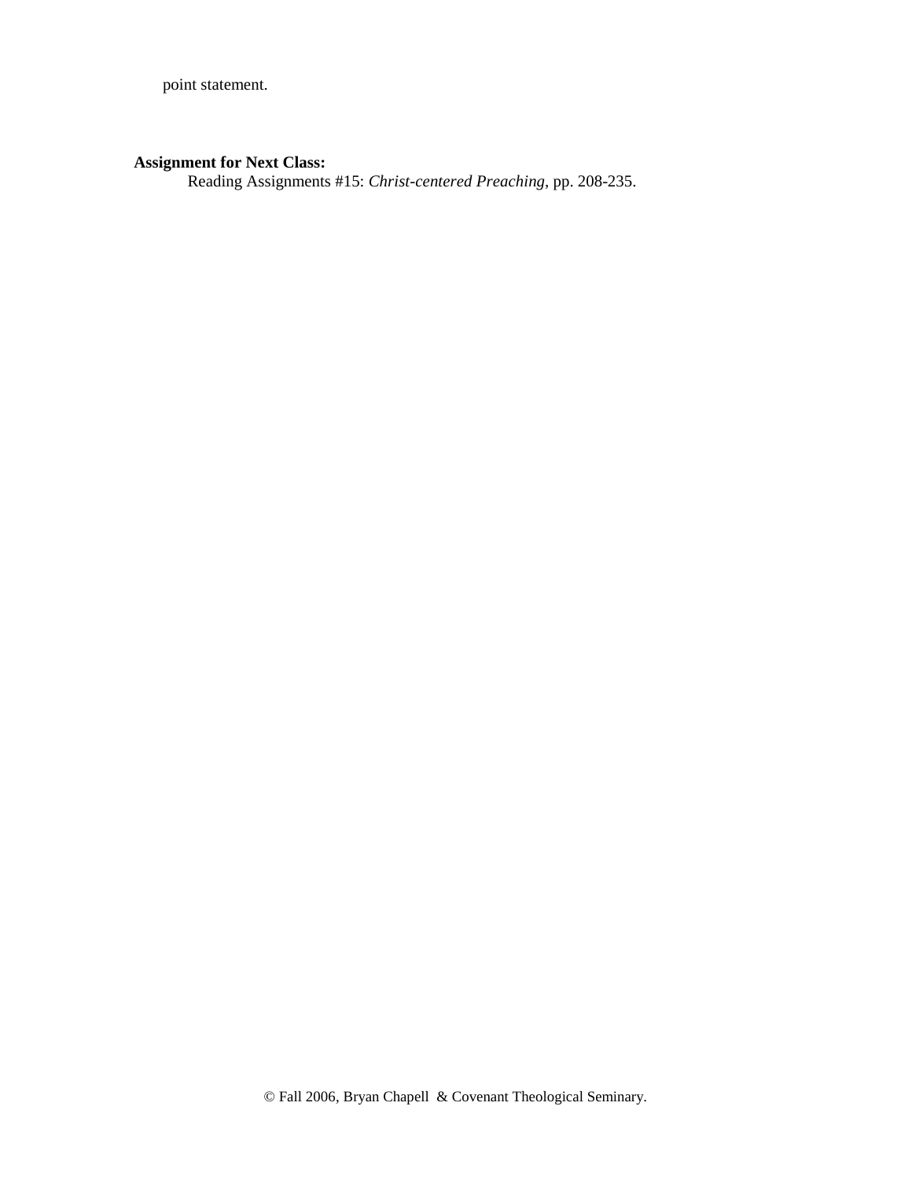point statement.

**Assignment for Next Class:**

Reading Assignments #15: *Christ-centered Preaching*, pp. 208-235.